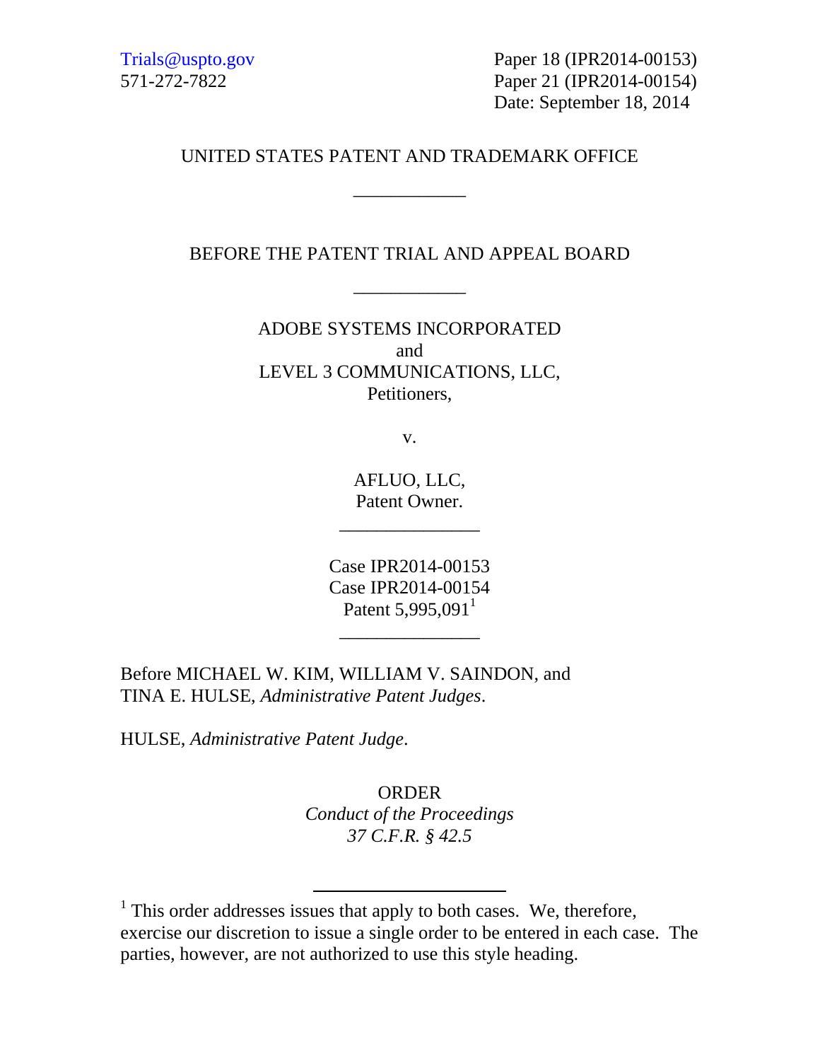Trials@uspto.gov
571-272-7822

Paper 18 (IPR2014-00153)
Paper 21 (IPR2014-00154)
Date: September 18, 2014

UNITED STATES PATENT AND TRADEMARK OFFICE

---

BEFORE THE PATENT TRIAL AND APPEAL BOARD

---

ADOBE SYSTEMS INCORPORATED
and
LEVEL 3 COMMUNICATIONS, LLC,
Petitioners,

v.

AFLUO, LLC,
Patent Owner.

---

Case IPR2014-00153
Case IPR2014-00154
Patent 5,995,091[1]

---

Before MICHAEL W. KIM, WILLIAM V. SAINDON, and TINA E. HULSE, *Administrative Patent Judges*.

HULSE, *Administrative Patent Judge*.

ORDER
*Conduct of the Proceedings*
*37 C.F.R. § 42.5*

---

[1] This order addresses issues that apply to both cases. We, therefore, exercise our discretion to issue a single order to be entered in each case. The parties, however, are not authorized to use this style heading.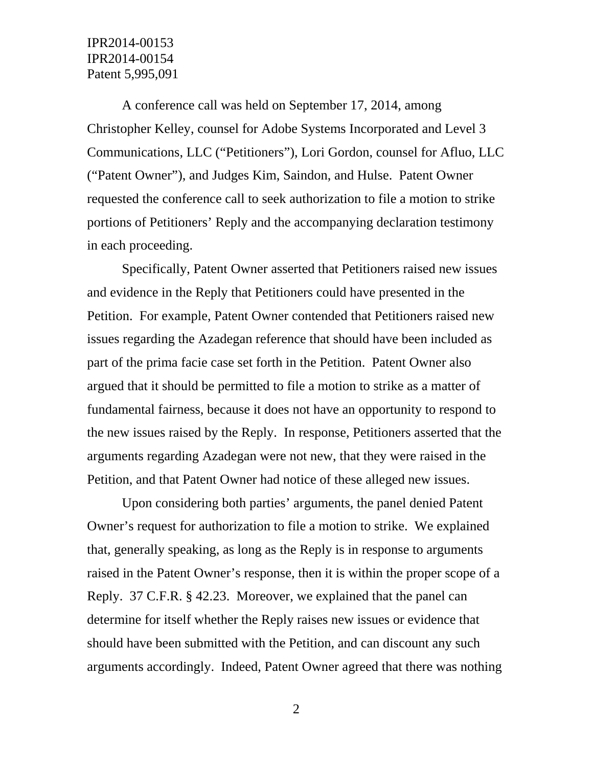A conference call was held on September 17, 2014, among Christopher Kelley, counsel for Adobe Systems Incorporated and Level 3 Communications, LLC ("Petitioners"), Lori Gordon, counsel for Afluo, LLC ("Patent Owner"), and Judges Kim, Saindon, and Hulse. Patent Owner requested the conference call to seek authorization to file a motion to strike portions of Petitioners' Reply and the accompanying declaration testimony in each proceeding.

Specifically, Patent Owner asserted that Petitioners raised new issues and evidence in the Reply that Petitioners could have presented in the Petition. For example, Patent Owner contended that Petitioners raised new issues regarding the Azadegan reference that should have been included as part of the prima facie case set forth in the Petition. Patent Owner also argued that it should be permitted to file a motion to strike as a matter of fundamental fairness, because it does not have an opportunity to respond to the new issues raised by the Reply. In response, Petitioners asserted that the arguments regarding Azadegan were not new, that they were raised in the Petition, and that Patent Owner had notice of these alleged new issues.

Upon considering both parties' arguments, the panel denied Patent Owner's request for authorization to file a motion to strike. We explained that, generally speaking, as long as the Reply is in response to arguments raised in the Patent Owner's response, then it is within the proper scope of a Reply. 37 C.F.R. § 42.23. Moreover, we explained that the panel can determine for itself whether the Reply raises new issues or evidence that should have been submitted with the Petition, and can discount any such arguments accordingly. Indeed, Patent Owner agreed that there was nothing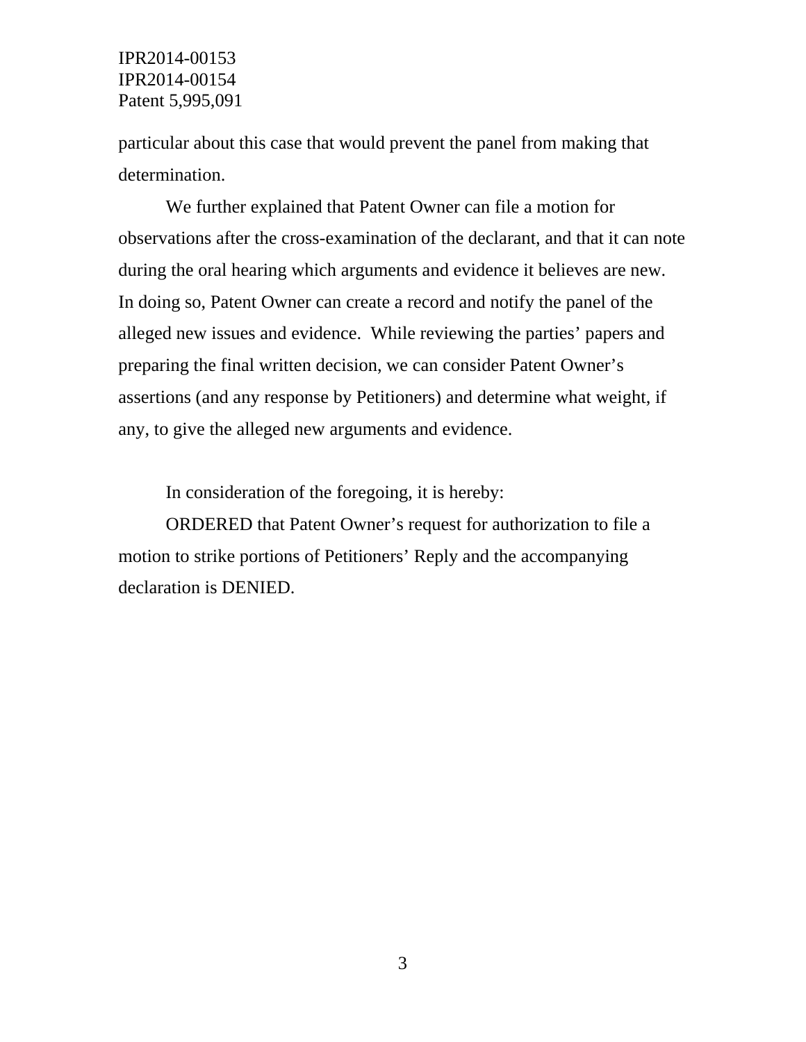particular about this case that would prevent the panel from making that determination.

We further explained that Patent Owner can file a motion for observations after the cross-examination of the declarant, and that it can note during the oral hearing which arguments and evidence it believes are new. In doing so, Patent Owner can create a record and notify the panel of the alleged new issues and evidence. While reviewing the parties' papers and preparing the final written decision, we can consider Patent Owner's assertions (and any response by Petitioners) and determine what weight, if any, to give the alleged new arguments and evidence.

In consideration of the foregoing, it is hereby:

ORDERED that Patent Owner's request for authorization to file a motion to strike portions of Petitioners' Reply and the accompanying declaration is DENIED.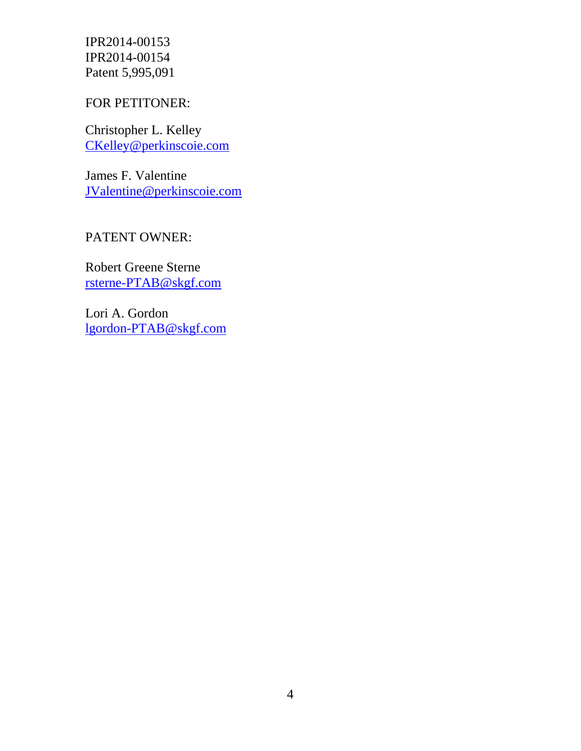IPR2014-00153
IPR2014-00154
Patent 5,995,091

FOR PETITONER:

Christopher L. Kelley
CKelley@perkinscoie.com

James F. Valentine
JValentine@perkinscoie.com

PATENT OWNER:

Robert Greene Sterne
rsterne-PTAB@skgf.com

Lori A. Gordon
lgordon-PTAB@skgf.com